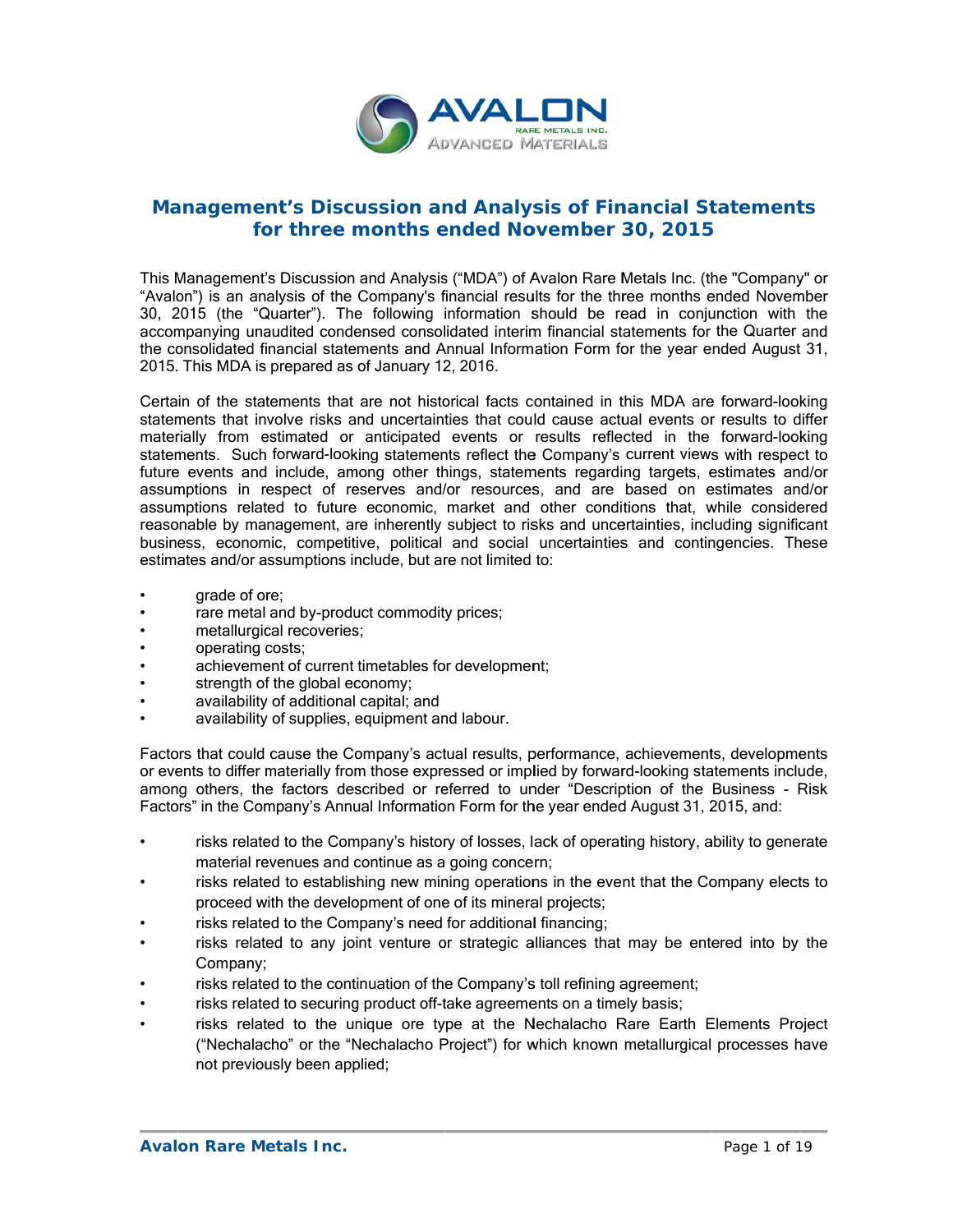# Management's Discussion and Analysis of Financial Statements for three months ended November 30, 2015

This Management's Discussion and Analysis ("MDA") of Avalon Rare Metals Inc. (the "Company" or "Avalon") is an analysis of the Company's financial results for the three months ended November 30, 2015 (the "Quarter"). The following information should be read in conjunction with the accompanying unaudited condensed consolidated interim financial statements for the Quarter and the consolidated financial statements and Annual Information Form for the year ended August 31, 2015. This MDA is prepared as of January 12, 2016.

Certain of the statements that are not historical facts contained in this MDA are forward-looking statements that involve risks and uncertainties that could cause actual events or results to differ materially from estimated or anticipated events or results reflected in the forward-looking statements. Such forward-looking statements reflect the Company's current views with respect to future events and include, among other things, statements regarding targets, estimates and/or assumptions in respect of reserves and/or resources, and are based on estimates and/or assumptions related to future economic, market and other conditions that, while considered reasonable by management, are inherently subject to risks and uncertainties, including significant business, economic, competitive, political and social uncertainties and contingencies. These estimates and/or assumptions include, but are not limited to:

- grade of ore;
- rare metal and by-product commodity prices;
- metallurgical recoveries;
- operating costs;
- achievement of current timetables for development;
- strength of the global economy;
- availability of additional capital; and
- availability of supplies, equipment and labour.

Factors that could cause the Company's actual results, performance, achievements, developments or events to differ materially from those expressed or implied by forward-looking statements include, among others, the factors described or referred to under "Description of the Business - Risk Factors" in the Company's Annual Information Form for the year ended August 31, 2015, and:

- risks related to the Company's history of losses, lack of operating history, ability to generate material revenues and continue as a going concern;
- risks related to establishing new mining operations in the event that the Company elects to proceed with the development of one of its mineral projects;
- risks related to the Company's need for additional financing;
- risks related to any joint venture or strategic alliances that may be entered into by the Company;
- risks related to the continuation of the Company's toll refining agreement;
- risks related to securing product off-take agreements on a timely basis;
- risks related to the unique ore type at the Nechalacho Rare Earth Elements Project ("Nechalacho" or the "Nechalacho Project") for which known metallurgical processes have not previously been applied;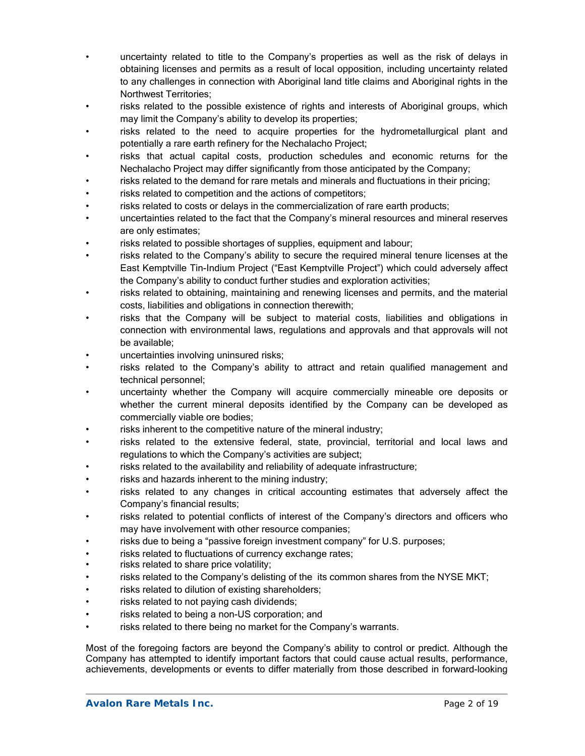- uncertainty related to title to the Company's properties as well as the risk of delays in obtaining licenses and permits as a result of local opposition, including uncertainty related to any challenges in connection with Aboriginal land title claims and Aboriginal rights in the Northwest Territories;
- risks related to the possible existence of rights and interests of Aboriginal groups, which may limit the Company's ability to develop its properties;
- risks related to the need to acquire properties for the hydrometallurgical plant and potentially a rare earth refinery for the Nechalacho Project;
- risks that actual capital costs, production schedules and economic returns for the Nechalacho Project may differ significantly from those anticipated by the Company;
- risks related to the demand for rare metals and minerals and fluctuations in their pricing;
- risks related to competition and the actions of competitors;
- risks related to costs or delays in the commercialization of rare earth products;
- uncertainties related to the fact that the Company's mineral resources and mineral reserves are only estimates;
- risks related to possible shortages of supplies, equipment and labour;
- risks related to the Company's ability to secure the required mineral tenure licenses at the East Kemptville Tin-Indium Project ("East Kemptville Project") which could adversely affect the Company's ability to conduct further studies and exploration activities;
- risks related to obtaining, maintaining and renewing licenses and permits, and the material costs, liabilities and obligations in connection therewith;
- risks that the Company will be subject to material costs, liabilities and obligations in connection with environmental laws, regulations and approvals and that approvals will not be available;
- uncertainties involving uninsured risks;
- risks related to the Company's ability to attract and retain qualified management and technical personnel;
- uncertainty whether the Company will acquire commercially mineable ore deposits or whether the current mineral deposits identified by the Company can be developed as commercially viable ore bodies;
- risks inherent to the competitive nature of the mineral industry;
- risks related to the extensive federal, state, provincial, territorial and local laws and regulations to which the Company's activities are subject;
- risks related to the availability and reliability of adequate infrastructure;
- risks and hazards inherent to the mining industry;
- risks related to any changes in critical accounting estimates that adversely affect the Company's financial results;
- risks related to potential conflicts of interest of the Company's directors and officers who may have involvement with other resource companies;
- risks due to being a "passive foreign investment company" for U.S. purposes;
- risks related to fluctuations of currency exchange rates;
- risks related to share price volatility;
- risks related to the Company's delisting of the its common shares from the NYSE MKT;
- risks related to dilution of existing shareholders;
- risks related to not paying cash dividends;
- risks related to being a non-US corporation; and
- risks related to there being no market for the Company's warrants.

Most of the foregoing factors are beyond the Company's ability to control or predict. Although the Company has attempted to identify important factors that could cause actual results, performance, achievements, developments or events to differ materially from those described in forward-looking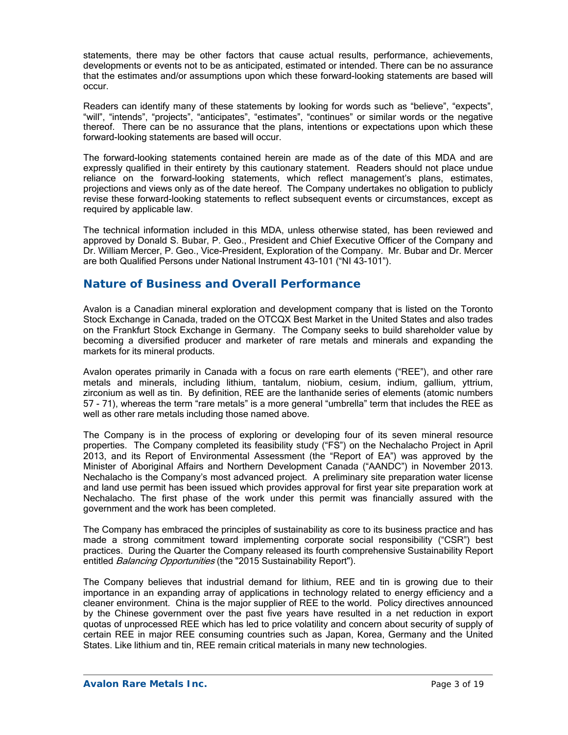statements, there may be other factors that cause actual results, performance, achievements, developments or events not to be as anticipated, estimated or intended. There can be no assurance that the estimates and/or assumptions upon which these forward-looking statements are based will occur.

Readers can identify many of these statements by looking for words such as "believe", "expects", "will", "intends", "projects", "anticipates", "estimates", "continues" or similar words or the negative thereof. There can be no assurance that the plans, intentions or expectations upon which these forward-looking statements are based will occur.

The forward-looking statements contained herein are made as of the date of this MDA and are expressly qualified in their entirety by this cautionary statement. Readers should not place undue reliance on the forward-looking statements, which reflect management's plans, estimates, projections and views only as of the date hereof. The Company undertakes no obligation to publicly revise these forward-looking statements to reflect subsequent events or circumstances, except as required by applicable law.

The technical information included in this MDA, unless otherwise stated, has been reviewed and approved by Donald S. Bubar, P. Geo., President and Chief Executive Officer of the Company and Dr. William Mercer, P. Geo., Vice-President, Exploration of the Company. Mr. Bubar and Dr. Mercer are both Qualified Persons under National Instrument 43-101 ("NI 43-101").

## Nature of Business and Overall Performance

Avalon is a Canadian mineral exploration and development company that is listed on the Toronto Stock Exchange in Canada, traded on the OTCQX Best Market in the United States and also trades on the Frankfurt Stock Exchange in Germany. The Company seeks to build shareholder value by becoming a diversified producer and marketer of rare metals and minerals and expanding the markets for its mineral products.

Avalon operates primarily in Canada with a focus on rare earth elements ("REE"), and other rare metals and minerals, including lithium, tantalum, niobium, cesium, indium, gallium, yttrium, zirconium as well as tin. By definition, REE are the lanthanide series of elements (atomic numbers 57 - 71), whereas the term "rare metals" is a more general "umbrella" term that includes the REE as well as other rare metals including those named above.

The Company is in the process of exploring or developing four of its seven mineral resource properties. The Company completed its feasibility study ("FS") on the Nechalacho Project in April 2013, and its Report of Environmental Assessment (the "Report of EA") was approved by the Minister of Aboriginal Affairs and Northern Development Canada ("AANDC") in November 2013. Nechalacho is the Company's most advanced project. A preliminary site preparation water license and land use permit has been issued which provides approval for first year site preparation work at Nechalacho. The first phase of the work under this permit was financially assured with the government and the work has been completed.

The Company has embraced the principles of sustainability as core to its business practice and has made a strong commitment toward implementing corporate social responsibility ("CSR") best practices. During the Quarter the Company released its fourth comprehensive Sustainability Report entitled *Balancing Opportunities* (the "2015 Sustainability Report").

The Company believes that industrial demand for lithium, REE and tin is growing due to their importance in an expanding array of applications in technology related to energy efficiency and a cleaner environment. China is the major supplier of REE to the world. Policy directives announced by the Chinese government over the past five years have resulted in a net reduction in export quotas of unprocessed REE which has led to price volatility and concern about security of supply of certain REE in major REE consuming countries such as Japan, Korea, Germany and the United States. Like lithium and tin, REE remain critical materials in many new technologies.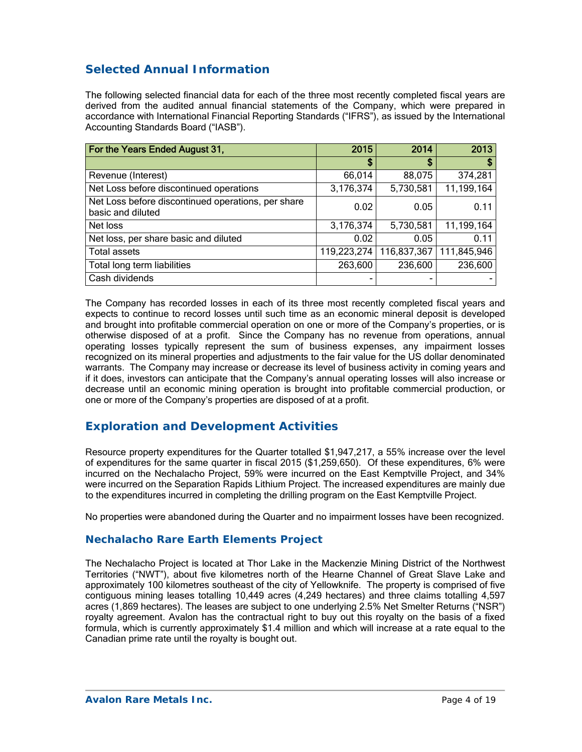## Selected Annual Information

The following selected financial data for each of the three most recently completed fiscal years are derived from the audited annual financial statements of the Company, which were prepared in accordance with International Financial Reporting Standards ("IFRS"), as issued by the International Accounting Standards Board ("IASB").

| For the Years Ended August 31, | 2015 | 2014 | 2013 |
|---|---|---|---|
| | $ | $ | $ |
| Revenue (Interest) | 66,014 | 88,075 | 374,281 |
| Net Loss before discontinued operations | 3,176,374 | 5,730,581 | 11,199,164 |
| Net Loss before discontinued operations, per share basic and diluted | 0.02 | 0.05 | 0.11 |
| Net loss | 3,176,374 | 5,730,581 | 11,199,164 |
| Net loss, per share basic and diluted | 0.02 | 0.05 | 0.11 |
| Total assets | 119,223,274 | 116,837,367 | 111,845,946 |
| Total long term liabilities | 263,600 | 236,600 | 236,600 |
| Cash dividends | - | - | - |

The Company has recorded losses in each of its three most recently completed fiscal years and expects to continue to record losses until such time as an economic mineral deposit is developed and brought into profitable commercial operation on one or more of the Company's properties, or is otherwise disposed of at a profit. Since the Company has no revenue from operations, annual operating losses typically represent the sum of business expenses, any impairment losses recognized on its mineral properties and adjustments to the fair value for the US dollar denominated warrants. The Company may increase or decrease its level of business activity in coming years and if it does, investors can anticipate that the Company's annual operating losses will also increase or decrease until an economic mining operation is brought into profitable commercial production, or one or more of the Company's properties are disposed of at a profit.

## Exploration and Development Activities

Resource property expenditures for the Quarter totalled $1,947,217, a 55% increase over the level of expenditures for the same quarter in fiscal 2015 ($1,259,650). Of these expenditures, 6% were incurred on the Nechalacho Project, 59% were incurred on the East Kemptville Project, and 34% were incurred on the Separation Rapids Lithium Project. The increased expenditures are mainly due to the expenditures incurred in completing the drilling program on the East Kemptville Project.

No properties were abandoned during the Quarter and no impairment losses have been recognized.

### Nechalacho Rare Earth Elements Project

The Nechalacho Project is located at Thor Lake in the Mackenzie Mining District of the Northwest Territories ("NWT"), about five kilometres north of the Hearne Channel of Great Slave Lake and approximately 100 kilometres southeast of the city of Yellowknife. The property is comprised of five contiguous mining leases totalling 10,449 acres (4,249 hectares) and three claims totalling 4,597 acres (1,869 hectares). The leases are subject to one underlying 2.5% Net Smelter Returns ("NSR") royalty agreement. Avalon has the contractual right to buy out this royalty on the basis of a fixed formula, which is currently approximately $1.4 million and which will increase at a rate equal to the Canadian prime rate until the royalty is bought out.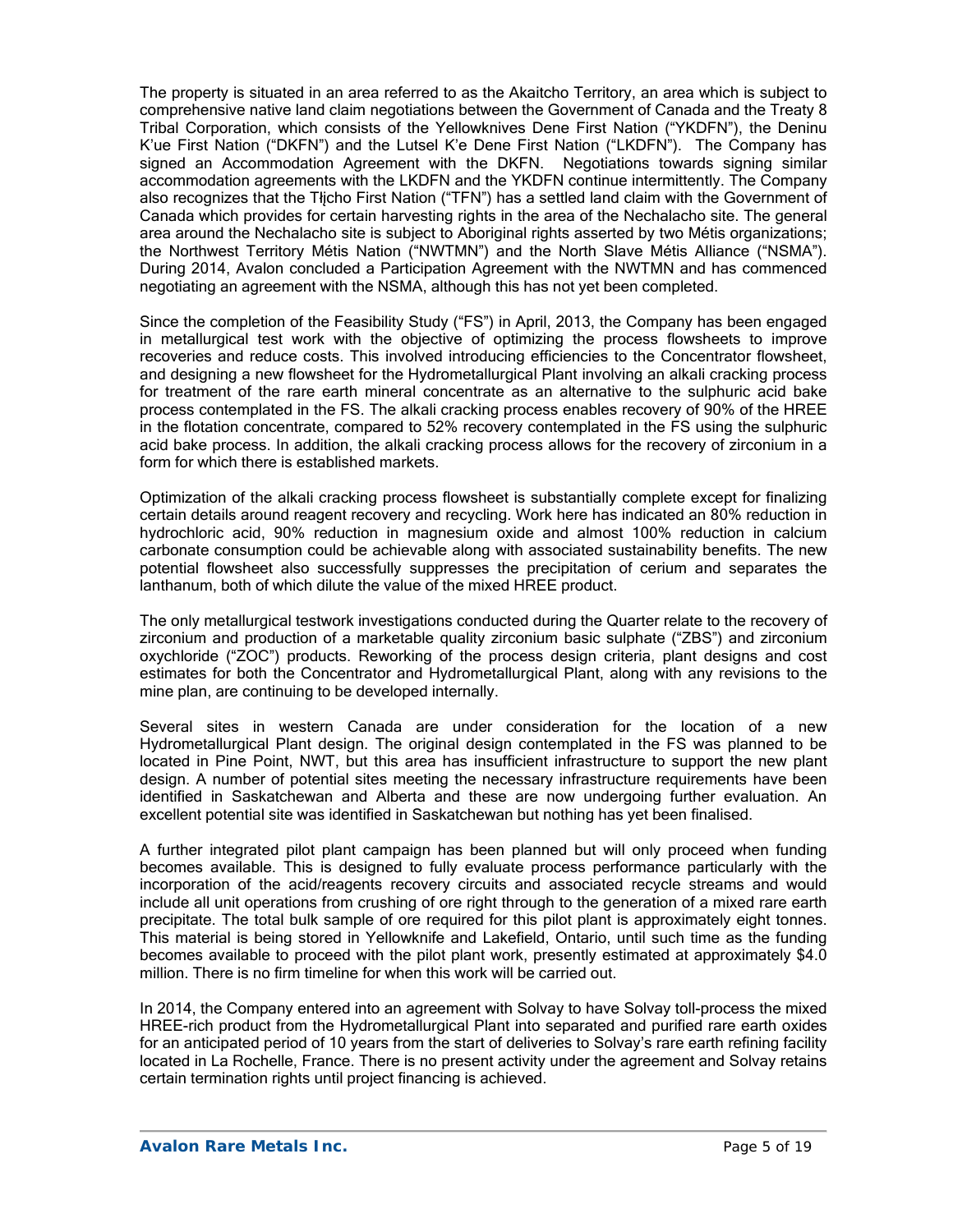The property is situated in an area referred to as the Akaitcho Territory, an area which is subject to comprehensive native land claim negotiations between the Government of Canada and the Treaty 8 Tribal Corporation, which consists of the Yellowknives Dene First Nation ("YKDFN"), the Deninu K'ue First Nation ("DKFN") and the Lutsel K'e Dene First Nation ("LKDFN"). The Company has signed an Accommodation Agreement with the DKFN. Negotiations towards signing similar accommodation agreements with the LKDFN and the YKDFN continue intermittently. The Company also recognizes that the Tłįcho First Nation ("TFN") has a settled land claim with the Government of Canada which provides for certain harvesting rights in the area of the Nechalacho site. The general area around the Nechalacho site is subject to Aboriginal rights asserted by two Métis organizations; the Northwest Territory Métis Nation ("NWTMN") and the North Slave Métis Alliance ("NSMA"). During 2014, Avalon concluded a Participation Agreement with the NWTMN and has commenced negotiating an agreement with the NSMA, although this has not yet been completed.

Since the completion of the Feasibility Study ("FS") in April, 2013, the Company has been engaged in metallurgical test work with the objective of optimizing the process flowsheets to improve recoveries and reduce costs. This involved introducing efficiencies to the Concentrator flowsheet, and designing a new flowsheet for the Hydrometallurgical Plant involving an alkali cracking process for treatment of the rare earth mineral concentrate as an alternative to the sulphuric acid bake process contemplated in the FS. The alkali cracking process enables recovery of 90% of the HREE in the flotation concentrate, compared to 52% recovery contemplated in the FS using the sulphuric acid bake process. In addition, the alkali cracking process allows for the recovery of zirconium in a form for which there is established markets.

Optimization of the alkali cracking process flowsheet is substantially complete except for finalizing certain details around reagent recovery and recycling. Work here has indicated an 80% reduction in hydrochloric acid, 90% reduction in magnesium oxide and almost 100% reduction in calcium carbonate consumption could be achievable along with associated sustainability benefits. The new potential flowsheet also successfully suppresses the precipitation of cerium and separates the lanthanum, both of which dilute the value of the mixed HREE product.

The only metallurgical testwork investigations conducted during the Quarter relate to the recovery of zirconium and production of a marketable quality zirconium basic sulphate ("ZBS") and zirconium oxychloride ("ZOC") products. Reworking of the process design criteria, plant designs and cost estimates for both the Concentrator and Hydrometallurgical Plant, along with any revisions to the mine plan, are continuing to be developed internally.

Several sites in western Canada are under consideration for the location of a new Hydrometallurgical Plant design. The original design contemplated in the FS was planned to be located in Pine Point, NWT, but this area has insufficient infrastructure to support the new plant design. A number of potential sites meeting the necessary infrastructure requirements have been identified in Saskatchewan and Alberta and these are now undergoing further evaluation. An excellent potential site was identified in Saskatchewan but nothing has yet been finalised.

A further integrated pilot plant campaign has been planned but will only proceed when funding becomes available. This is designed to fully evaluate process performance particularly with the incorporation of the acid/reagents recovery circuits and associated recycle streams and would include all unit operations from crushing of ore right through to the generation of a mixed rare earth precipitate. The total bulk sample of ore required for this pilot plant is approximately eight tonnes. This material is being stored in Yellowknife and Lakefield, Ontario, until such time as the funding becomes available to proceed with the pilot plant work, presently estimated at approximately $4.0 million. There is no firm timeline for when this work will be carried out.

In 2014, the Company entered into an agreement with Solvay to have Solvay toll-process the mixed HREE-rich product from the Hydrometallurgical Plant into separated and purified rare earth oxides for an anticipated period of 10 years from the start of deliveries to Solvay's rare earth refining facility located in La Rochelle, France. There is no present activity under the agreement and Solvay retains certain termination rights until project financing is achieved.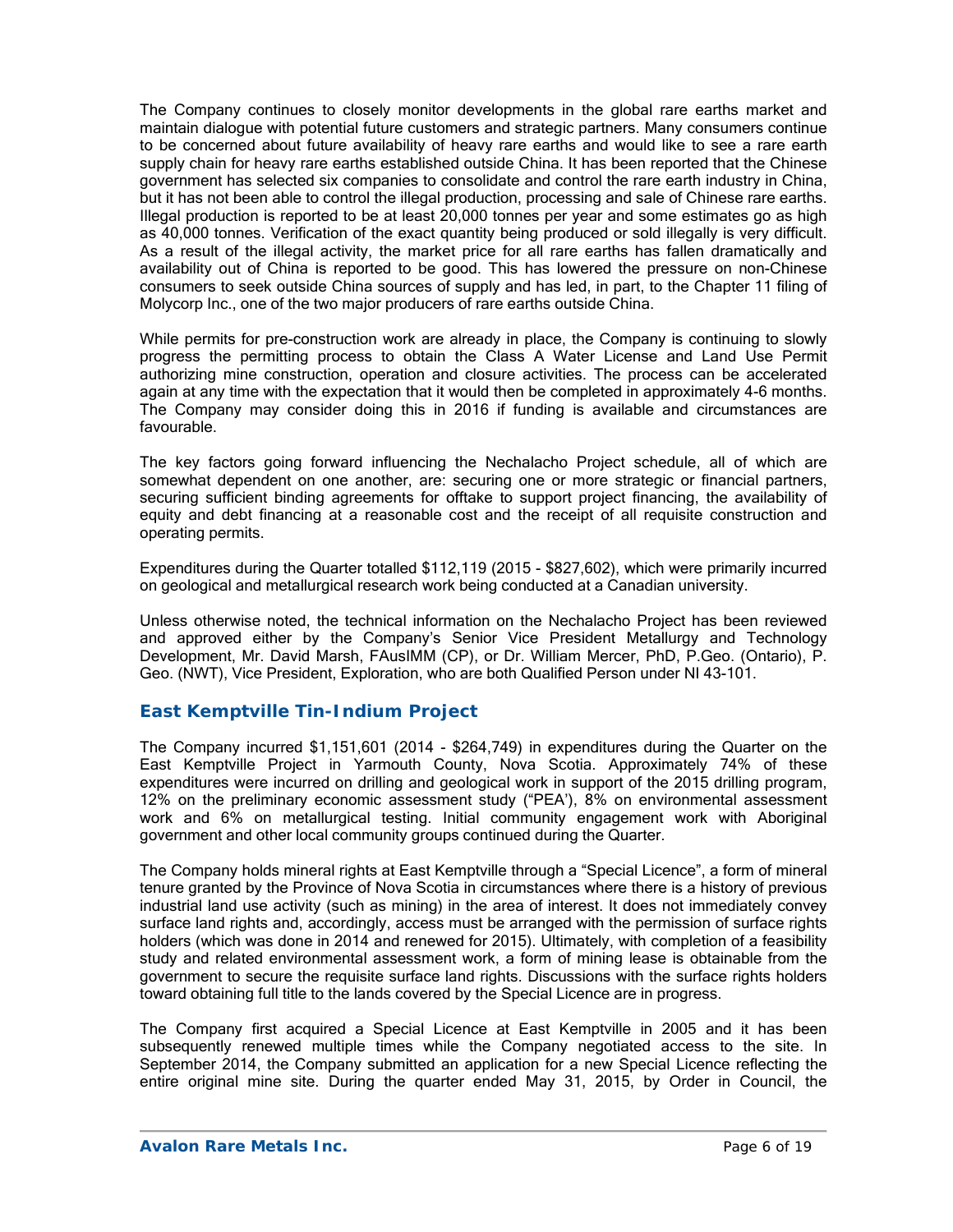The Company continues to closely monitor developments in the global rare earths market and maintain dialogue with potential future customers and strategic partners. Many consumers continue to be concerned about future availability of heavy rare earths and would like to see a rare earth supply chain for heavy rare earths established outside China. It has been reported that the Chinese government has selected six companies to consolidate and control the rare earth industry in China, but it has not been able to control the illegal production, processing and sale of Chinese rare earths. Illegal production is reported to be at least 20,000 tonnes per year and some estimates go as high as 40,000 tonnes. Verification of the exact quantity being produced or sold illegally is very difficult. As a result of the illegal activity, the market price for all rare earths has fallen dramatically and availability out of China is reported to be good. This has lowered the pressure on non-Chinese consumers to seek outside China sources of supply and has led, in part, to the Chapter 11 filing of Molycorp Inc., one of the two major producers of rare earths outside China.

While permits for pre-construction work are already in place, the Company is continuing to slowly progress the permitting process to obtain the Class A Water License and Land Use Permit authorizing mine construction, operation and closure activities. The process can be accelerated again at any time with the expectation that it would then be completed in approximately 4-6 months. The Company may consider doing this in 2016 if funding is available and circumstances are favourable.

The key factors going forward influencing the Nechalacho Project schedule, all of which are somewhat dependent on one another, are: securing one or more strategic or financial partners, securing sufficient binding agreements for offtake to support project financing, the availability of equity and debt financing at a reasonable cost and the receipt of all requisite construction and operating permits.

Expenditures during the Quarter totalled $112,119 (2015 - $827,602), which were primarily incurred on geological and metallurgical research work being conducted at a Canadian university.

Unless otherwise noted, the technical information on the Nechalacho Project has been reviewed and approved either by the Company's Senior Vice President Metallurgy and Technology Development, Mr. David Marsh, FAusIMM (CP), or Dr. William Mercer, PhD, P.Geo. (Ontario), P. Geo. (NWT), Vice President, Exploration, who are both Qualified Person under NI 43-101.

## East Kemptville Tin-Indium Project

The Company incurred $1,151,601 (2014 - $264,749) in expenditures during the Quarter on the East Kemptville Project in Yarmouth County, Nova Scotia. Approximately 74% of these expenditures were incurred on drilling and geological work in support of the 2015 drilling program, 12% on the preliminary economic assessment study ("PEA'), 8% on environmental assessment work and 6% on metallurgical testing. Initial community engagement work with Aboriginal government and other local community groups continued during the Quarter.

The Company holds mineral rights at East Kemptville through a "Special Licence", a form of mineral tenure granted by the Province of Nova Scotia in circumstances where there is a history of previous industrial land use activity (such as mining) in the area of interest. It does not immediately convey surface land rights and, accordingly, access must be arranged with the permission of surface rights holders (which was done in 2014 and renewed for 2015). Ultimately, with completion of a feasibility study and related environmental assessment work, a form of mining lease is obtainable from the government to secure the requisite surface land rights. Discussions with the surface rights holders toward obtaining full title to the lands covered by the Special Licence are in progress.

The Company first acquired a Special Licence at East Kemptville in 2005 and it has been subsequently renewed multiple times while the Company negotiated access to the site. In September 2014, the Company submitted an application for a new Special Licence reflecting the entire original mine site. During the quarter ended May 31, 2015, by Order in Council, the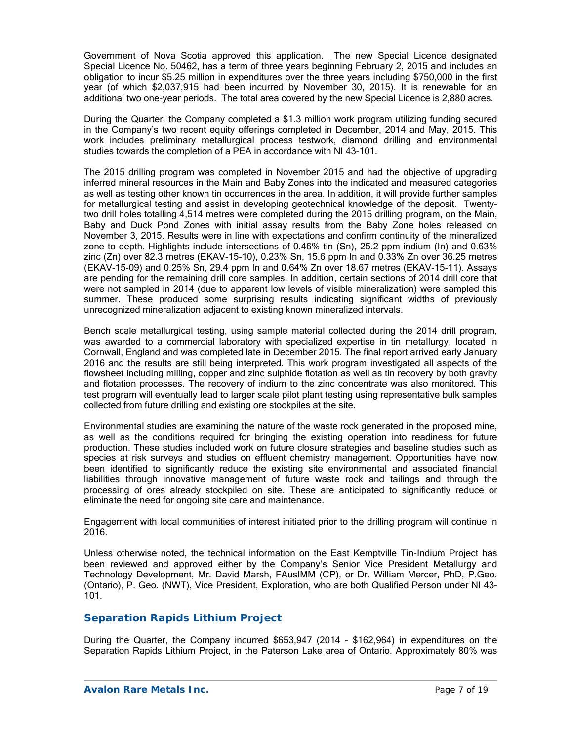Government of Nova Scotia approved this application. The new Special Licence designated Special Licence No. 50462, has a term of three years beginning February 2, 2015 and includes an obligation to incur $5.25 million in expenditures over the three years including $750,000 in the first year (of which $2,037,915 had been incurred by November 30, 2015). It is renewable for an additional two one-year periods. The total area covered by the new Special Licence is 2,880 acres.

During the Quarter, the Company completed a $1.3 million work program utilizing funding secured in the Company's two recent equity offerings completed in December, 2014 and May, 2015. This work includes preliminary metallurgical process testwork, diamond drilling and environmental studies towards the completion of a PEA in accordance with NI 43-101.

The 2015 drilling program was completed in November 2015 and had the objective of upgrading inferred mineral resources in the Main and Baby Zones into the indicated and measured categories as well as testing other known tin occurrences in the area. In addition, it will provide further samples for metallurgical testing and assist in developing geotechnical knowledge of the deposit. Twenty-two drill holes totalling 4,514 metres were completed during the 2015 drilling program, on the Main, Baby and Duck Pond Zones with initial assay results from the Baby Zone holes released on November 3, 2015. Results were in line with expectations and confirm continuity of the mineralized zone to depth. Highlights include intersections of 0.46% tin (Sn), 25.2 ppm indium (In) and 0.63% zinc (Zn) over 82.3 metres (EKAV-15-10), 0.23% Sn, 15.6 ppm In and 0.33% Zn over 36.25 metres (EKAV-15-09) and 0.25% Sn, 29.4 ppm In and 0.64% Zn over 18.67 metres (EKAV-15-11). Assays are pending for the remaining drill core samples. In addition, certain sections of 2014 drill core that were not sampled in 2014 (due to apparent low levels of visible mineralization) were sampled this summer. These produced some surprising results indicating significant widths of previously unrecognized mineralization adjacent to existing known mineralized intervals.

Bench scale metallurgical testing, using sample material collected during the 2014 drill program, was awarded to a commercial laboratory with specialized expertise in tin metallurgy, located in Cornwall, England and was completed late in December 2015. The final report arrived early January 2016 and the results are still being interpreted. This work program investigated all aspects of the flowsheet including milling, copper and zinc sulphide flotation as well as tin recovery by both gravity and flotation processes. The recovery of indium to the zinc concentrate was also monitored. This test program will eventually lead to larger scale pilot plant testing using representative bulk samples collected from future drilling and existing ore stockpiles at the site.

Environmental studies are examining the nature of the waste rock generated in the proposed mine, as well as the conditions required for bringing the existing operation into readiness for future production. These studies included work on future closure strategies and baseline studies such as species at risk surveys and studies on effluent chemistry management. Opportunities have now been identified to significantly reduce the existing site environmental and associated financial liabilities through innovative management of future waste rock and tailings and through the processing of ores already stockpiled on site. These are anticipated to significantly reduce or eliminate the need for ongoing site care and maintenance.

Engagement with local communities of interest initiated prior to the drilling program will continue in 2016.

Unless otherwise noted, the technical information on the East Kemptville Tin-Indium Project has been reviewed and approved either by the Company's Senior Vice President Metallurgy and Technology Development, Mr. David Marsh, FAusIMM (CP), or Dr. William Mercer, PhD, P.Geo. (Ontario), P. Geo. (NWT), Vice President, Exploration, who are both Qualified Person under NI 43-101.

## Separation Rapids Lithium Project

During the Quarter, the Company incurred $653,947 (2014 - $162,964) in expenditures on the Separation Rapids Lithium Project, in the Paterson Lake area of Ontario. Approximately 80% was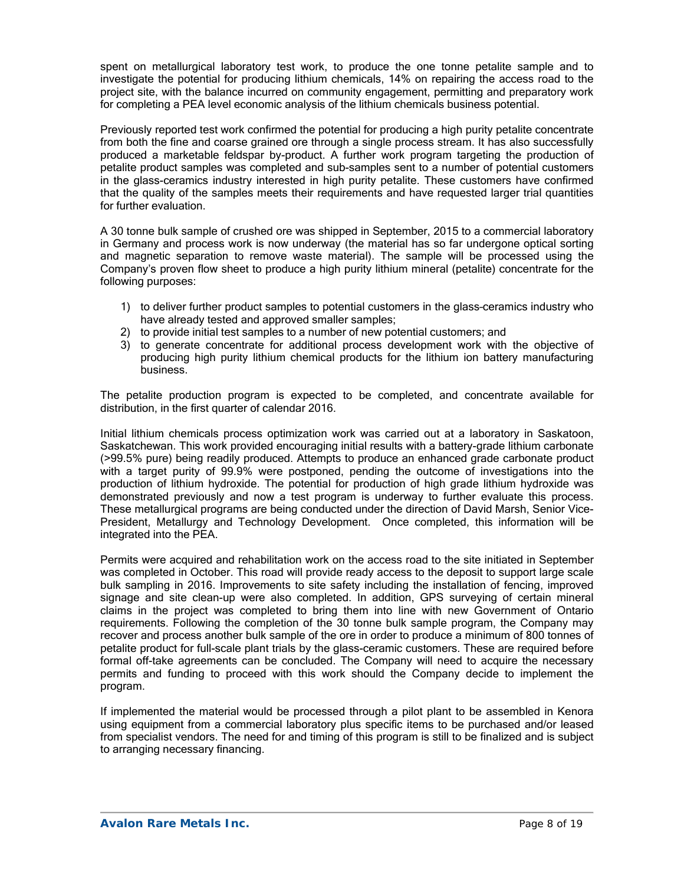spent on metallurgical laboratory test work, to produce the one tonne petalite sample and to investigate the potential for producing lithium chemicals, 14% on repairing the access road to the project site, with the balance incurred on community engagement, permitting and preparatory work for completing a PEA level economic analysis of the lithium chemicals business potential.

Previously reported test work confirmed the potential for producing a high purity petalite concentrate from both the fine and coarse grained ore through a single process stream. It has also successfully produced a marketable feldspar by-product. A further work program targeting the production of petalite product samples was completed and sub-samples sent to a number of potential customers in the glass-ceramics industry interested in high purity petalite. These customers have confirmed that the quality of the samples meets their requirements and have requested larger trial quantities for further evaluation.

A 30 tonne bulk sample of crushed ore was shipped in September, 2015 to a commercial laboratory in Germany and process work is now underway (the material has so far undergone optical sorting and magnetic separation to remove waste material). The sample will be processed using the Company's proven flow sheet to produce a high purity lithium mineral (petalite) concentrate for the following purposes:

1) to deliver further product samples to potential customers in the glass-ceramics industry who have already tested and approved smaller samples;
2) to provide initial test samples to a number of new potential customers; and
3) to generate concentrate for additional process development work with the objective of producing high purity lithium chemical products for the lithium ion battery manufacturing business.

The petalite production program is expected to be completed, and concentrate available for distribution, in the first quarter of calendar 2016.

Initial lithium chemicals process optimization work was carried out at a laboratory in Saskatoon, Saskatchewan. This work provided encouraging initial results with a battery-grade lithium carbonate (>99.5% pure) being readily produced. Attempts to produce an enhanced grade carbonate product with a target purity of 99.9% were postponed, pending the outcome of investigations into the production of lithium hydroxide. The potential for production of high grade lithium hydroxide was demonstrated previously and now a test program is underway to further evaluate this process. These metallurgical programs are being conducted under the direction of David Marsh, Senior Vice-President, Metallurgy and Technology Development. Once completed, this information will be integrated into the PEA.

Permits were acquired and rehabilitation work on the access road to the site initiated in September was completed in October. This road will provide ready access to the deposit to support large scale bulk sampling in 2016. Improvements to site safety including the installation of fencing, improved signage and site clean-up were also completed. In addition, GPS surveying of certain mineral claims in the project was completed to bring them into line with new Government of Ontario requirements. Following the completion of the 30 tonne bulk sample program, the Company may recover and process another bulk sample of the ore in order to produce a minimum of 800 tonnes of petalite product for full-scale plant trials by the glass-ceramic customers. These are required before formal off-take agreements can be concluded. The Company will need to acquire the necessary permits and funding to proceed with this work should the Company decide to implement the program.

If implemented the material would be processed through a pilot plant to be assembled in Kenora using equipment from a commercial laboratory plus specific items to be purchased and/or leased from specialist vendors. The need for and timing of this program is still to be finalized and is subject to arranging necessary financing.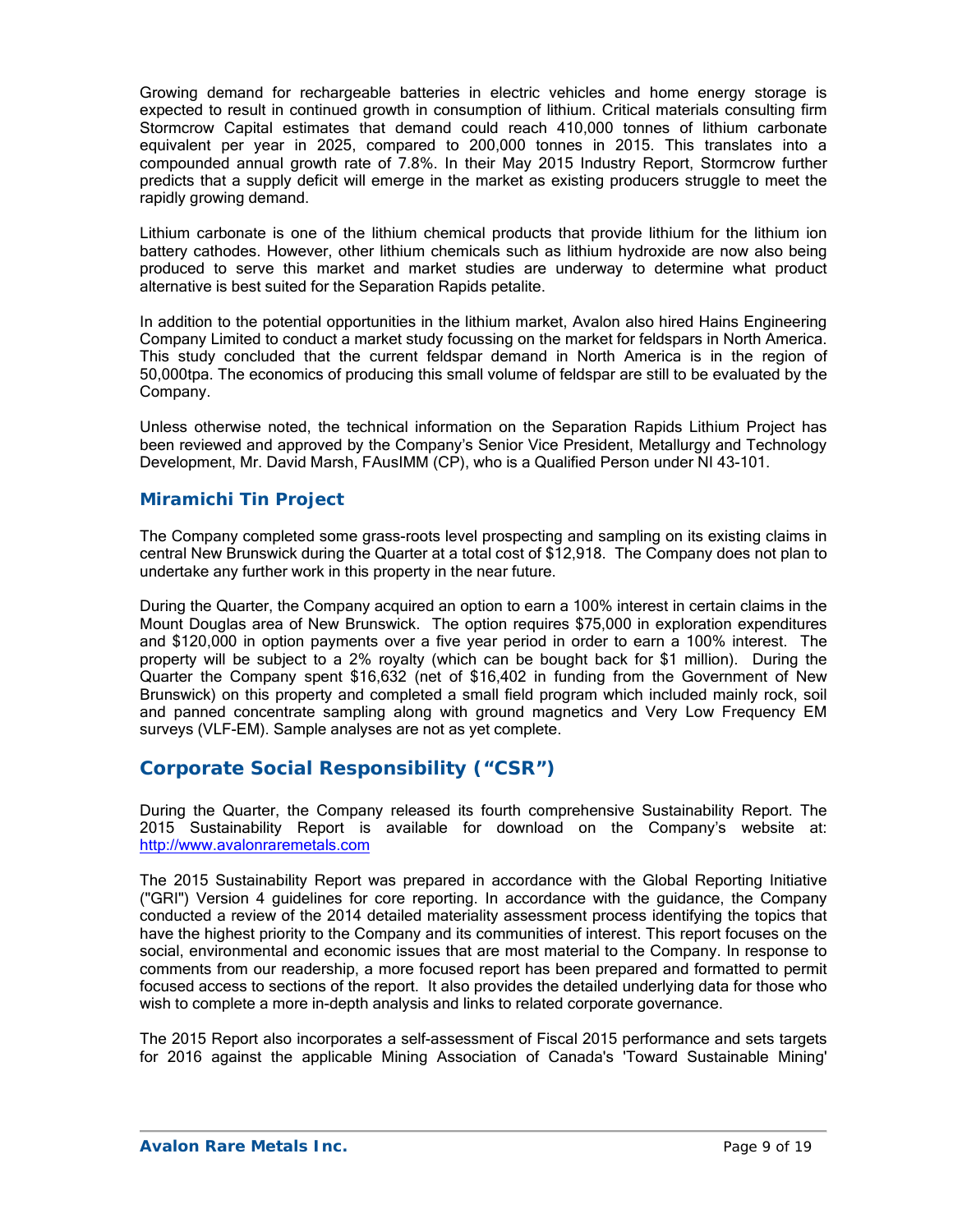Growing demand for rechargeable batteries in electric vehicles and home energy storage is expected to result in continued growth in consumption of lithium. Critical materials consulting firm Stormcrow Capital estimates that demand could reach 410,000 tonnes of lithium carbonate equivalent per year in 2025, compared to 200,000 tonnes in 2015. This translates into a compounded annual growth rate of 7.8%. In their May 2015 Industry Report, Stormcrow further predicts that a supply deficit will emerge in the market as existing producers struggle to meet the rapidly growing demand.

Lithium carbonate is one of the lithium chemical products that provide lithium for the lithium ion battery cathodes. However, other lithium chemicals such as lithium hydroxide are now also being produced to serve this market and market studies are underway to determine what product alternative is best suited for the Separation Rapids petalite.

In addition to the potential opportunities in the lithium market, Avalon also hired Hains Engineering Company Limited to conduct a market study focussing on the market for feldspars in North America. This study concluded that the current feldspar demand in North America is in the region of 50,000tpa. The economics of producing this small volume of feldspar are still to be evaluated by the Company.

Unless otherwise noted, the technical information on the Separation Rapids Lithium Project has been reviewed and approved by the Company's Senior Vice President, Metallurgy and Technology Development, Mr. David Marsh, FAusIMM (CP), who is a Qualified Person under NI 43-101.

### Miramichi Tin Project

The Company completed some grass-roots level prospecting and sampling on its existing claims in central New Brunswick during the Quarter at a total cost of $12,918. The Company does not plan to undertake any further work in this property in the near future.

During the Quarter, the Company acquired an option to earn a 100% interest in certain claims in the Mount Douglas area of New Brunswick. The option requires $75,000 in exploration expenditures and $120,000 in option payments over a five year period in order to earn a 100% interest. The property will be subject to a 2% royalty (which can be bought back for $1 million). During the Quarter the Company spent $16,632 (net of $16,402 in funding from the Government of New Brunswick) on this property and completed a small field program which included mainly rock, soil and panned concentrate sampling along with ground magnetics and Very Low Frequency EM surveys (VLF-EM). Sample analyses are not as yet complete.

## Corporate Social Responsibility ("CSR")

During the Quarter, the Company released its fourth comprehensive Sustainability Report. The 2015 Sustainability Report is available for download on the Company's website at: http://www.avalonraremetals.com

The 2015 Sustainability Report was prepared in accordance with the Global Reporting Initiative ("GRI") Version 4 guidelines for core reporting. In accordance with the guidance, the Company conducted a review of the 2014 detailed materiality assessment process identifying the topics that have the highest priority to the Company and its communities of interest. This report focuses on the social, environmental and economic issues that are most material to the Company. In response to comments from our readership, a more focused report has been prepared and formatted to permit focused access to sections of the report. It also provides the detailed underlying data for those who wish to complete a more in-depth analysis and links to related corporate governance.

The 2015 Report also incorporates a self-assessment of Fiscal 2015 performance and sets targets for 2016 against the applicable Mining Association of Canada's 'Toward Sustainable Mining'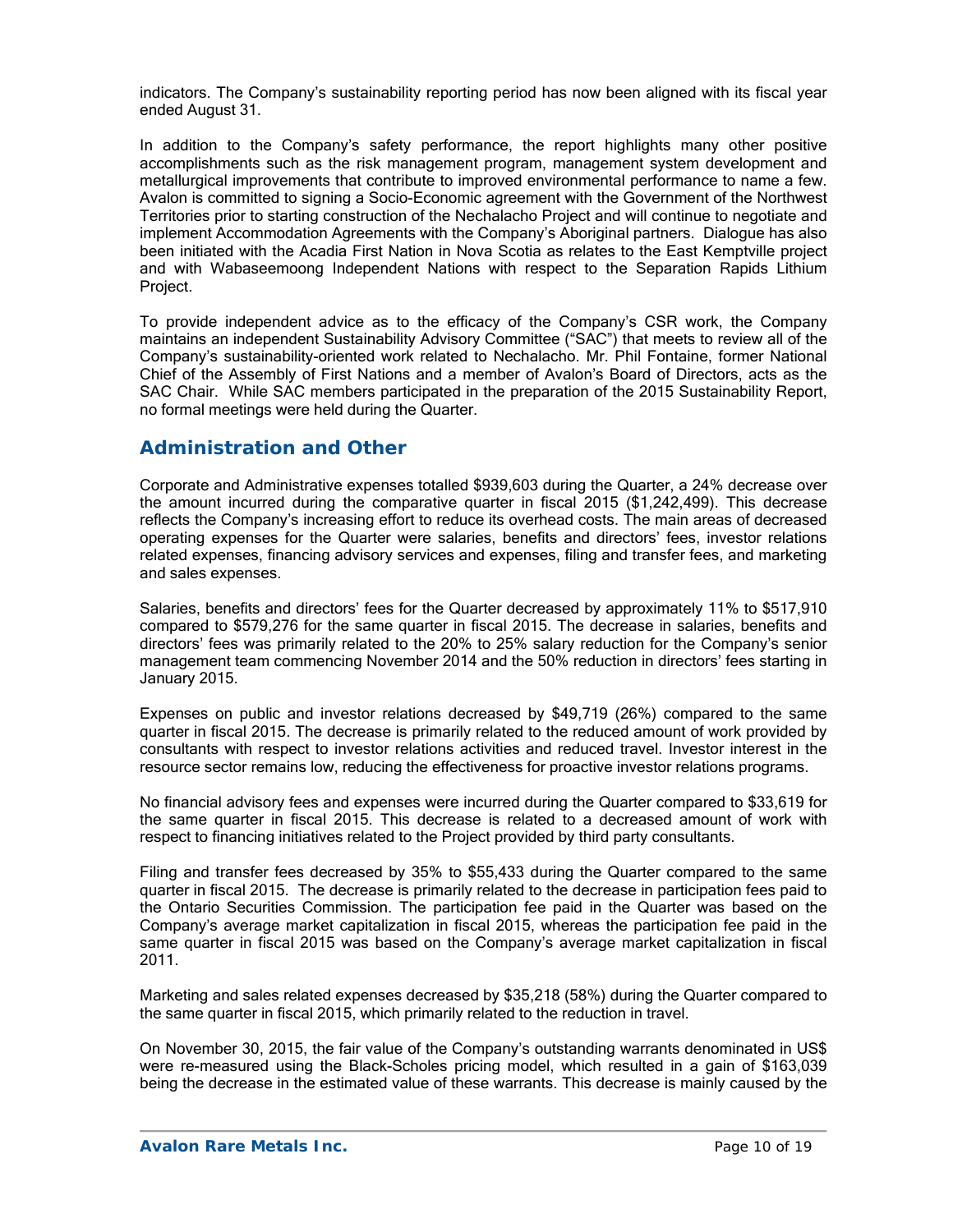indicators. The Company's sustainability reporting period has now been aligned with its fiscal year ended August 31.

In addition to the Company's safety performance, the report highlights many other positive accomplishments such as the risk management program, management system development and metallurgical improvements that contribute to improved environmental performance to name a few. Avalon is committed to signing a Socio-Economic agreement with the Government of the Northwest Territories prior to starting construction of the Nechalacho Project and will continue to negotiate and implement Accommodation Agreements with the Company's Aboriginal partners. Dialogue has also been initiated with the Acadia First Nation in Nova Scotia as relates to the East Kemptville project and with Wabaseemoong Independent Nations with respect to the Separation Rapids Lithium Project.

To provide independent advice as to the efficacy of the Company's CSR work, the Company maintains an independent Sustainability Advisory Committee ("SAC") that meets to review all of the Company's sustainability-oriented work related to Nechalacho. Mr. Phil Fontaine, former National Chief of the Assembly of First Nations and a member of Avalon's Board of Directors, acts as the SAC Chair. While SAC members participated in the preparation of the 2015 Sustainability Report, no formal meetings were held during the Quarter.

## Administration and Other

Corporate and Administrative expenses totalled $939,603 during the Quarter, a 24% decrease over the amount incurred during the comparative quarter in fiscal 2015 ($1,242,499). This decrease reflects the Company's increasing effort to reduce its overhead costs. The main areas of decreased operating expenses for the Quarter were salaries, benefits and directors' fees, investor relations related expenses, financing advisory services and expenses, filing and transfer fees, and marketing and sales expenses.

Salaries, benefits and directors' fees for the Quarter decreased by approximately 11% to $517,910 compared to $579,276 for the same quarter in fiscal 2015. The decrease in salaries, benefits and directors' fees was primarily related to the 20% to 25% salary reduction for the Company's senior management team commencing November 2014 and the 50% reduction in directors' fees starting in January 2015.

Expenses on public and investor relations decreased by $49,719 (26%) compared to the same quarter in fiscal 2015. The decrease is primarily related to the reduced amount of work provided by consultants with respect to investor relations activities and reduced travel. Investor interest in the resource sector remains low, reducing the effectiveness for proactive investor relations programs.

No financial advisory fees and expenses were incurred during the Quarter compared to $33,619 for the same quarter in fiscal 2015. This decrease is related to a decreased amount of work with respect to financing initiatives related to the Project provided by third party consultants.

Filing and transfer fees decreased by 35% to $55,433 during the Quarter compared to the same quarter in fiscal 2015. The decrease is primarily related to the decrease in participation fees paid to the Ontario Securities Commission. The participation fee paid in the Quarter was based on the Company's average market capitalization in fiscal 2015, whereas the participation fee paid in the same quarter in fiscal 2015 was based on the Company's average market capitalization in fiscal 2011.

Marketing and sales related expenses decreased by $35,218 (58%) during the Quarter compared to the same quarter in fiscal 2015, which primarily related to the reduction in travel.

On November 30, 2015, the fair value of the Company's outstanding warrants denominated in US$ were re-measured using the Black-Scholes pricing model, which resulted in a gain of $163,039 being the decrease in the estimated value of these warrants. This decrease is mainly caused by the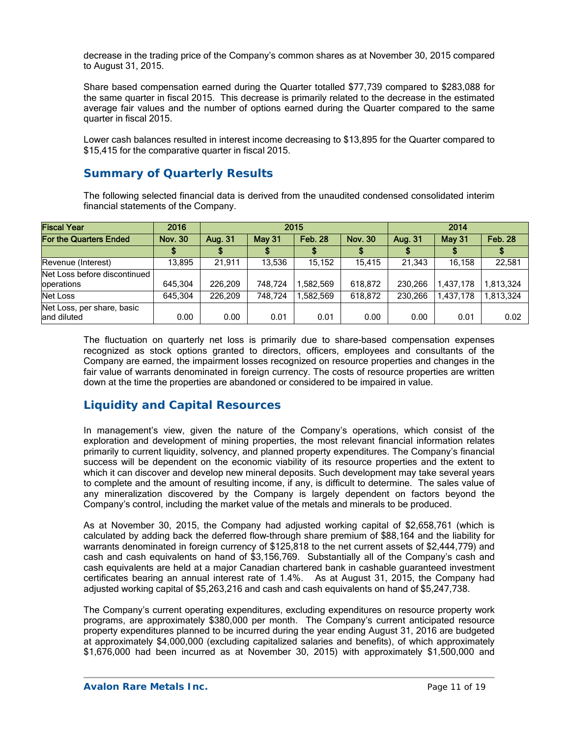decrease in the trading price of the Company's common shares as at November 30, 2015 compared to August 31, 2015.

Share based compensation earned during the Quarter totalled $77,739 compared to $283,088 for the same quarter in fiscal 2015. This decrease is primarily related to the decrease in the estimated average fair values and the number of options earned during the Quarter compared to the same quarter in fiscal 2015.

Lower cash balances resulted in interest income decreasing to $13,895 for the Quarter compared to $15,415 for the comparative quarter in fiscal 2015.

## Summary of Quarterly Results

The following selected financial data is derived from the unaudited condensed consolidated interim financial statements of the Company.

| Fiscal Year | 2016 | 2015 | | | | 2014 | | |
|---|---|---|---|---|---|---|---|---|
| For the Quarters Ended | Nov. 30 | Aug. 31 | May 31 | Feb. 28 | Nov. 30 | Aug. 31 | May 31 | Feb. 28 |
| | $ | $ | $ | $ | $ | $ | $ | $ |
| Revenue (Interest) | 13,895 | 21,911 | 13,536 | 15,152 | 15,415 | 21,343 | 16,158 | 22,581 |
| Net Loss before discontinued operations | 645,304 | 226,209 | 748,724 | 1,582,569 | 618,872 | 230,266 | 1,437,178 | 1,813,324 |
| Net Loss | 645,304 | 226,209 | 748,724 | 1,582,569 | 618,872 | 230,266 | 1,437,178 | 1,813,324 |
| Net Loss, per share, basic and diluted | 0.00 | 0.00 | 0.01 | 0.01 | 0.00 | 0.00 | 0.01 | 0.02 |

The fluctuation on quarterly net loss is primarily due to share-based compensation expenses recognized as stock options granted to directors, officers, employees and consultants of the Company are earned, the impairment losses recognized on resource properties and changes in the fair value of warrants denominated in foreign currency. The costs of resource properties are written down at the time the properties are abandoned or considered to be impaired in value.

## Liquidity and Capital Resources

In management's view, given the nature of the Company's operations, which consist of the exploration and development of mining properties, the most relevant financial information relates primarily to current liquidity, solvency, and planned property expenditures. The Company's financial success will be dependent on the economic viability of its resource properties and the extent to which it can discover and develop new mineral deposits. Such development may take several years to complete and the amount of resulting income, if any, is difficult to determine. The sales value of any mineralization discovered by the Company is largely dependent on factors beyond the Company's control, including the market value of the metals and minerals to be produced.

As at November 30, 2015, the Company had adjusted working capital of $2,658,761 (which is calculated by adding back the deferred flow-through share premium of $88,164 and the liability for warrants denominated in foreign currency of $125,818 to the net current assets of $2,444,779) and cash and cash equivalents on hand of $3,156,769. Substantially all of the Company's cash and cash equivalents are held at a major Canadian chartered bank in cashable guaranteed investment certificates bearing an annual interest rate of 1.4%. As at August 31, 2015, the Company had adjusted working capital of $5,263,216 and cash and cash equivalents on hand of $5,247,738.

The Company's current operating expenditures, excluding expenditures on resource property work programs, are approximately $380,000 per month. The Company's current anticipated resource property expenditures planned to be incurred during the year ending August 31, 2016 are budgeted at approximately $4,000,000 (excluding capitalized salaries and benefits), of which approximately $1,676,000 had been incurred as at November 30, 2015) with approximately $1,500,000 and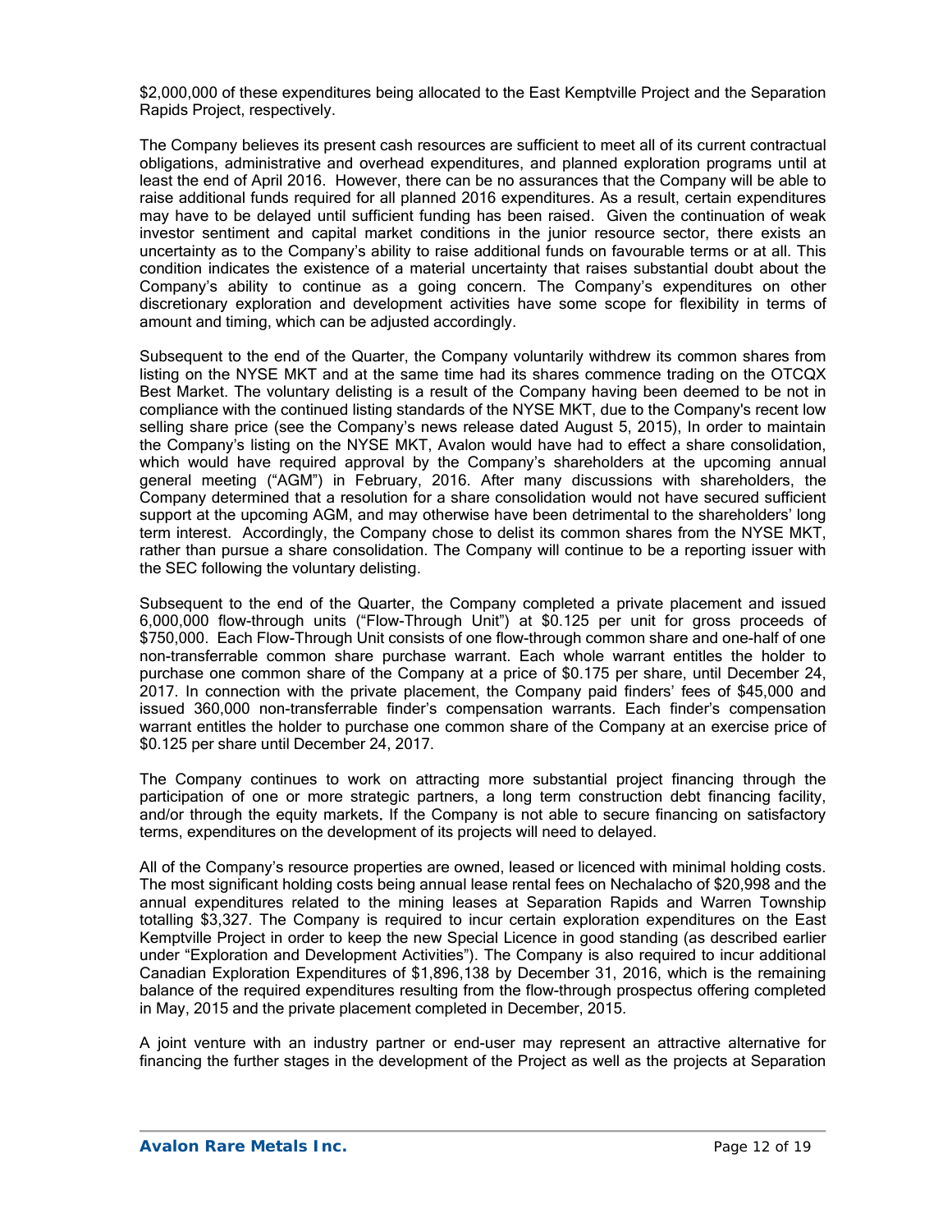$2,000,000 of these expenditures being allocated to the East Kemptville Project and the Separation Rapids Project, respectively.

The Company believes its present cash resources are sufficient to meet all of its current contractual obligations, administrative and overhead expenditures, and planned exploration programs until at least the end of April 2016. However, there can be no assurances that the Company will be able to raise additional funds required for all planned 2016 expenditures. As a result, certain expenditures may have to be delayed until sufficient funding has been raised. Given the continuation of weak investor sentiment and capital market conditions in the junior resource sector, there exists an uncertainty as to the Company's ability to raise additional funds on favourable terms or at all. This condition indicates the existence of a material uncertainty that raises substantial doubt about the Company's ability to continue as a going concern. The Company's expenditures on other discretionary exploration and development activities have some scope for flexibility in terms of amount and timing, which can be adjusted accordingly.

Subsequent to the end of the Quarter, the Company voluntarily withdrew its common shares from listing on the NYSE MKT and at the same time had its shares commence trading on the OTCQX Best Market. The voluntary delisting is a result of the Company having been deemed to be not in compliance with the continued listing standards of the NYSE MKT, due to the Company's recent low selling share price (see the Company's news release dated August 5, 2015), In order to maintain the Company's listing on the NYSE MKT, Avalon would have had to effect a share consolidation, which would have required approval by the Company's shareholders at the upcoming annual general meeting ("AGM") in February, 2016. After many discussions with shareholders, the Company determined that a resolution for a share consolidation would not have secured sufficient support at the upcoming AGM, and may otherwise have been detrimental to the shareholders' long term interest. Accordingly, the Company chose to delist its common shares from the NYSE MKT, rather than pursue a share consolidation. The Company will continue to be a reporting issuer with the SEC following the voluntary delisting.

Subsequent to the end of the Quarter, the Company completed a private placement and issued 6,000,000 flow-through units ("Flow-Through Unit") at $0.125 per unit for gross proceeds of $750,000. Each Flow-Through Unit consists of one flow-through common share and one-half of one non-transferrable common share purchase warrant. Each whole warrant entitles the holder to purchase one common share of the Company at a price of $0.175 per share, until December 24, 2017. In connection with the private placement, the Company paid finders' fees of $45,000 and issued 360,000 non-transferrable finder's compensation warrants. Each finder's compensation warrant entitles the holder to purchase one common share of the Company at an exercise price of $0.125 per share until December 24, 2017.

The Company continues to work on attracting more substantial project financing through the participation of one or more strategic partners, a long term construction debt financing facility, and/or through the equity markets. If the Company is not able to secure financing on satisfactory terms, expenditures on the development of its projects will need to delayed.

All of the Company's resource properties are owned, leased or licenced with minimal holding costs. The most significant holding costs being annual lease rental fees on Nechalacho of $20,998 and the annual expenditures related to the mining leases at Separation Rapids and Warren Township totalling $3,327. The Company is required to incur certain exploration expenditures on the East Kemptville Project in order to keep the new Special Licence in good standing (as described earlier under "Exploration and Development Activities"). The Company is also required to incur additional Canadian Exploration Expenditures of $1,896,138 by December 31, 2016, which is the remaining balance of the required expenditures resulting from the flow-through prospectus offering completed in May, 2015 and the private placement completed in December, 2015.

A joint venture with an industry partner or end-user may represent an attractive alternative for financing the further stages in the development of the Project as well as the projects at Separation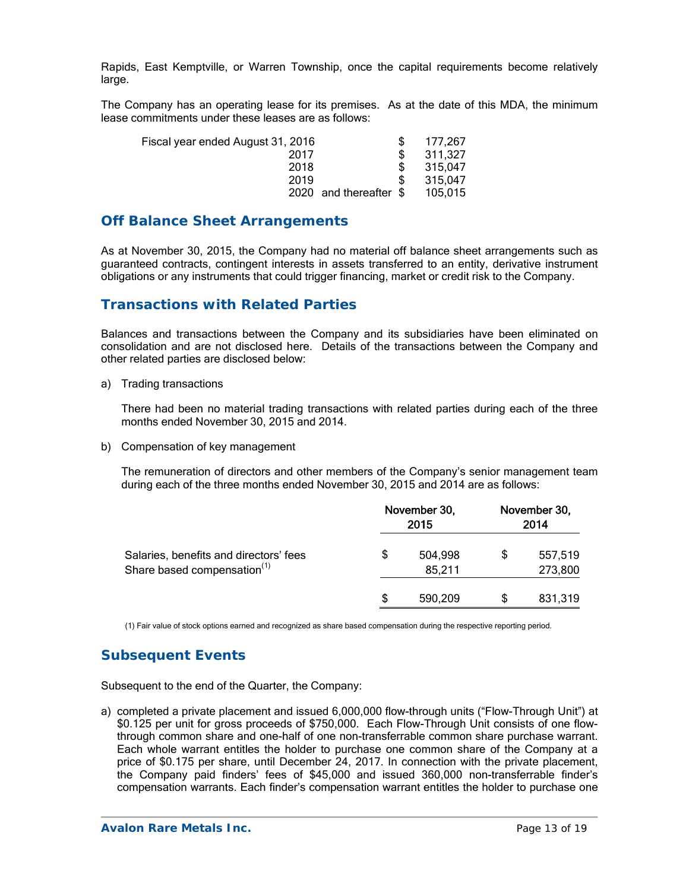Rapids, East Kemptville, or Warren Township, once the capital requirements become relatively large.

The Company has an operating lease for its premises. As at the date of this MDA, the minimum lease commitments under these leases are as follows:

| | | |
|---|---|---|
| Fiscal year ended August 31, 2016 | $ | 177,267 |
| 2017 | $ | 311,327 |
| 2018 | $ | 315,047 |
| 2019 | $ | 315,047 |
| 2020 and thereafter | $ | 105,015 |

## Off Balance Sheet Arrangements

As at November 30, 2015, the Company had no material off balance sheet arrangements such as guaranteed contracts, contingent interests in assets transferred to an entity, derivative instrument obligations or any instruments that could trigger financing, market or credit risk to the Company.

## Transactions with Related Parties

Balances and transactions between the Company and its subsidiaries have been eliminated on consolidation and are not disclosed here. Details of the transactions between the Company and other related parties are disclosed below:

a) Trading transactions

There had been no material trading transactions with related parties during each of the three months ended November 30, 2015 and 2014.

b) Compensation of key management

The remuneration of directors and other members of the Company's senior management team during each of the three months ended November 30, 2015 and 2014 are as follows:

| | November 30, 2015 | November 30, 2014 |
|---|---|---|
| Salaries, benefits and directors' fees | $ 504,998 | $ 557,519 |
| Share based compensation[(1)] | 85,211 | 273,800 |
| | $ 590,209 | $ 831,319 |

(1) Fair value of stock options earned and recognized as share based compensation during the respective reporting period.

## Subsequent Events

Subsequent to the end of the Quarter, the Company:

a) completed a private placement and issued 6,000,000 flow-through units ("Flow-Through Unit") at $0.125 per unit for gross proceeds of $750,000. Each Flow-Through Unit consists of one flow-through common share and one-half of one non-transferrable common share purchase warrant. Each whole warrant entitles the holder to purchase one common share of the Company at a price of $0.175 per share, until December 24, 2017. In connection with the private placement, the Company paid finders' fees of $45,000 and issued 360,000 non-transferrable finder's compensation warrants. Each finder's compensation warrant entitles the holder to purchase one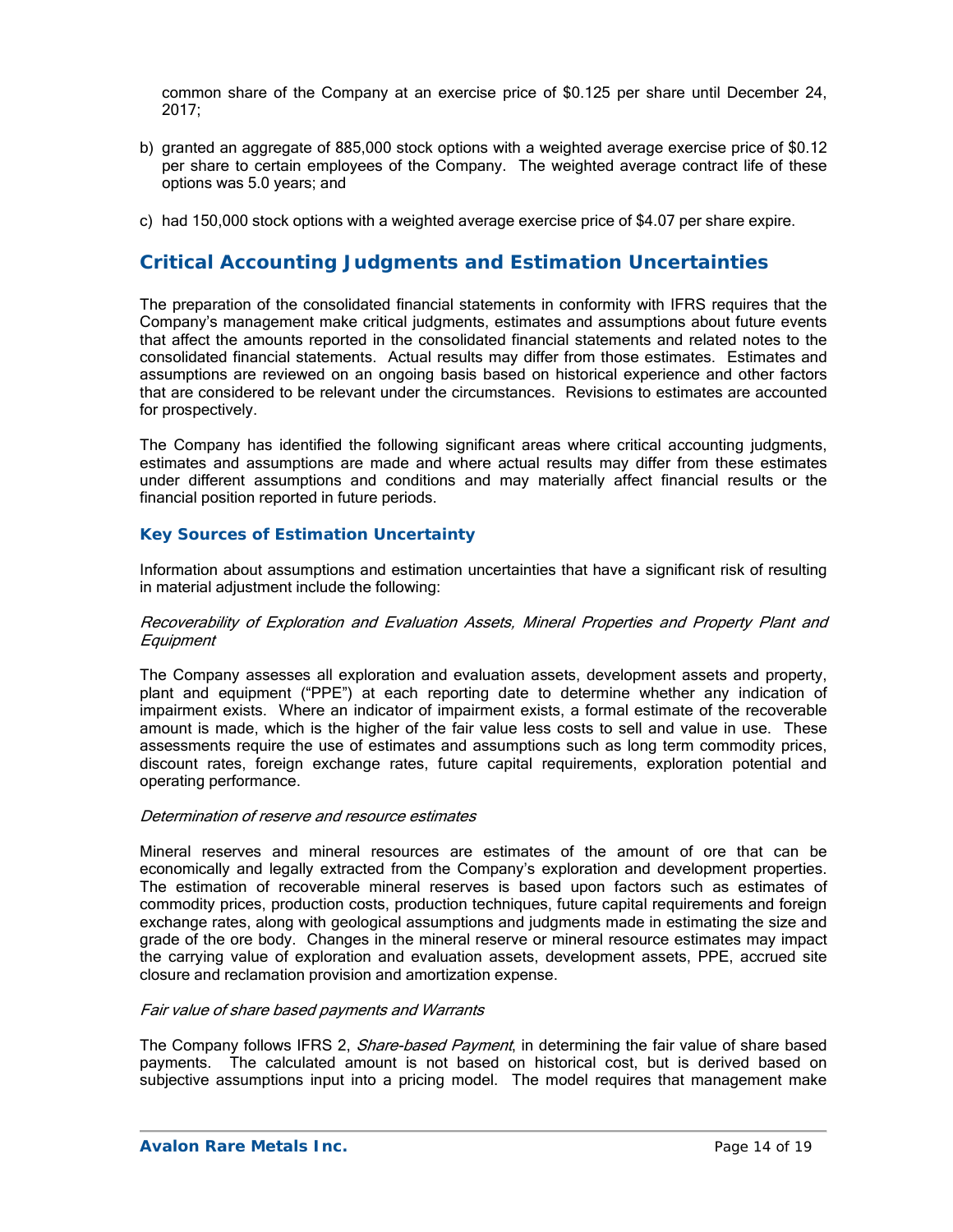common share of the Company at an exercise price of $0.125 per share until December 24, 2017;

b) granted an aggregate of 885,000 stock options with a weighted average exercise price of $0.12 per share to certain employees of the Company. The weighted average contract life of these options was 5.0 years; and

c) had 150,000 stock options with a weighted average exercise price of $4.07 per share expire.

## Critical Accounting Judgments and Estimation Uncertainties

The preparation of the consolidated financial statements in conformity with IFRS requires that the Company's management make critical judgments, estimates and assumptions about future events that affect the amounts reported in the consolidated financial statements and related notes to the consolidated financial statements. Actual results may differ from those estimates. Estimates and assumptions are reviewed on an ongoing basis based on historical experience and other factors that are considered to be relevant under the circumstances. Revisions to estimates are accounted for prospectively.

The Company has identified the following significant areas where critical accounting judgments, estimates and assumptions are made and where actual results may differ from these estimates under different assumptions and conditions and may materially affect financial results or the financial position reported in future periods.

### Key Sources of Estimation Uncertainty

Information about assumptions and estimation uncertainties that have a significant risk of resulting in material adjustment include the following:

*Recoverability of Exploration and Evaluation Assets, Mineral Properties and Property Plant and Equipment*

The Company assesses all exploration and evaluation assets, development assets and property, plant and equipment ("PPE") at each reporting date to determine whether any indication of impairment exists. Where an indicator of impairment exists, a formal estimate of the recoverable amount is made, which is the higher of the fair value less costs to sell and value in use. These assessments require the use of estimates and assumptions such as long term commodity prices, discount rates, foreign exchange rates, future capital requirements, exploration potential and operating performance.

*Determination of reserve and resource estimates*

Mineral reserves and mineral resources are estimates of the amount of ore that can be economically and legally extracted from the Company's exploration and development properties. The estimation of recoverable mineral reserves is based upon factors such as estimates of commodity prices, production costs, production techniques, future capital requirements and foreign exchange rates, along with geological assumptions and judgments made in estimating the size and grade of the ore body. Changes in the mineral reserve or mineral resource estimates may impact the carrying value of exploration and evaluation assets, development assets, PPE, accrued site closure and reclamation provision and amortization expense.

*Fair value of share based payments and Warrants*

The Company follows IFRS 2, *Share-based Payment*, in determining the fair value of share based payments. The calculated amount is not based on historical cost, but is derived based on subjective assumptions input into a pricing model. The model requires that management make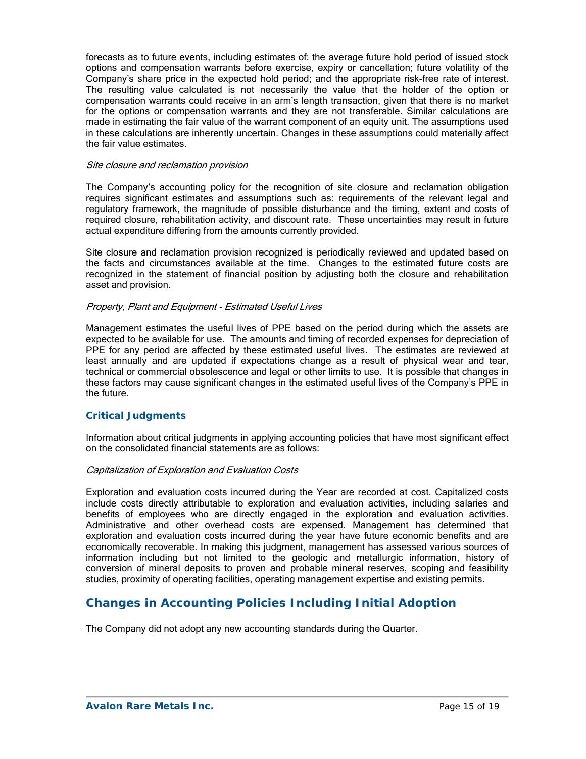forecasts as to future events, including estimates of: the average future hold period of issued stock options and compensation warrants before exercise, expiry or cancellation; future volatility of the Company's share price in the expected hold period; and the appropriate risk-free rate of interest. The resulting value calculated is not necessarily the value that the holder of the option or compensation warrants could receive in an arm's length transaction, given that there is no market for the options or compensation warrants and they are not transferable. Similar calculations are made in estimating the fair value of the warrant component of an equity unit. The assumptions used in these calculations are inherently uncertain. Changes in these assumptions could materially affect the fair value estimates.

*Site closure and reclamation provision*

The Company's accounting policy for the recognition of site closure and reclamation obligation requires significant estimates and assumptions such as: requirements of the relevant legal and regulatory framework, the magnitude of possible disturbance and the timing, extent and costs of required closure, rehabilitation activity, and discount rate. These uncertainties may result in future actual expenditure differing from the amounts currently provided.

Site closure and reclamation provision recognized is periodically reviewed and updated based on the facts and circumstances available at the time. Changes to the estimated future costs are recognized in the statement of financial position by adjusting both the closure and rehabilitation asset and provision.

*Property, Plant and Equipment - Estimated Useful Lives*

Management estimates the useful lives of PPE based on the period during which the assets are expected to be available for use. The amounts and timing of recorded expenses for depreciation of PPE for any period are affected by these estimated useful lives. The estimates are reviewed at least annually and are updated if expectations change as a result of physical wear and tear, technical or commercial obsolescence and legal or other limits to use. It is possible that changes in these factors may cause significant changes in the estimated useful lives of the Company's PPE in the future.

### Critical Judgments

Information about critical judgments in applying accounting policies that have most significant effect on the consolidated financial statements are as follows:

*Capitalization of Exploration and Evaluation Costs*

Exploration and evaluation costs incurred during the Year are recorded at cost. Capitalized costs include costs directly attributable to exploration and evaluation activities, including salaries and benefits of employees who are directly engaged in the exploration and evaluation activities. Administrative and other overhead costs are expensed. Management has determined that exploration and evaluation costs incurred during the year have future economic benefits and are economically recoverable. In making this judgment, management has assessed various sources of information including but not limited to the geologic and metallurgic information, history of conversion of mineral deposits to proven and probable mineral reserves, scoping and feasibility studies, proximity of operating facilities, operating management expertise and existing permits.

## Changes in Accounting Policies Including Initial Adoption

The Company did not adopt any new accounting standards during the Quarter.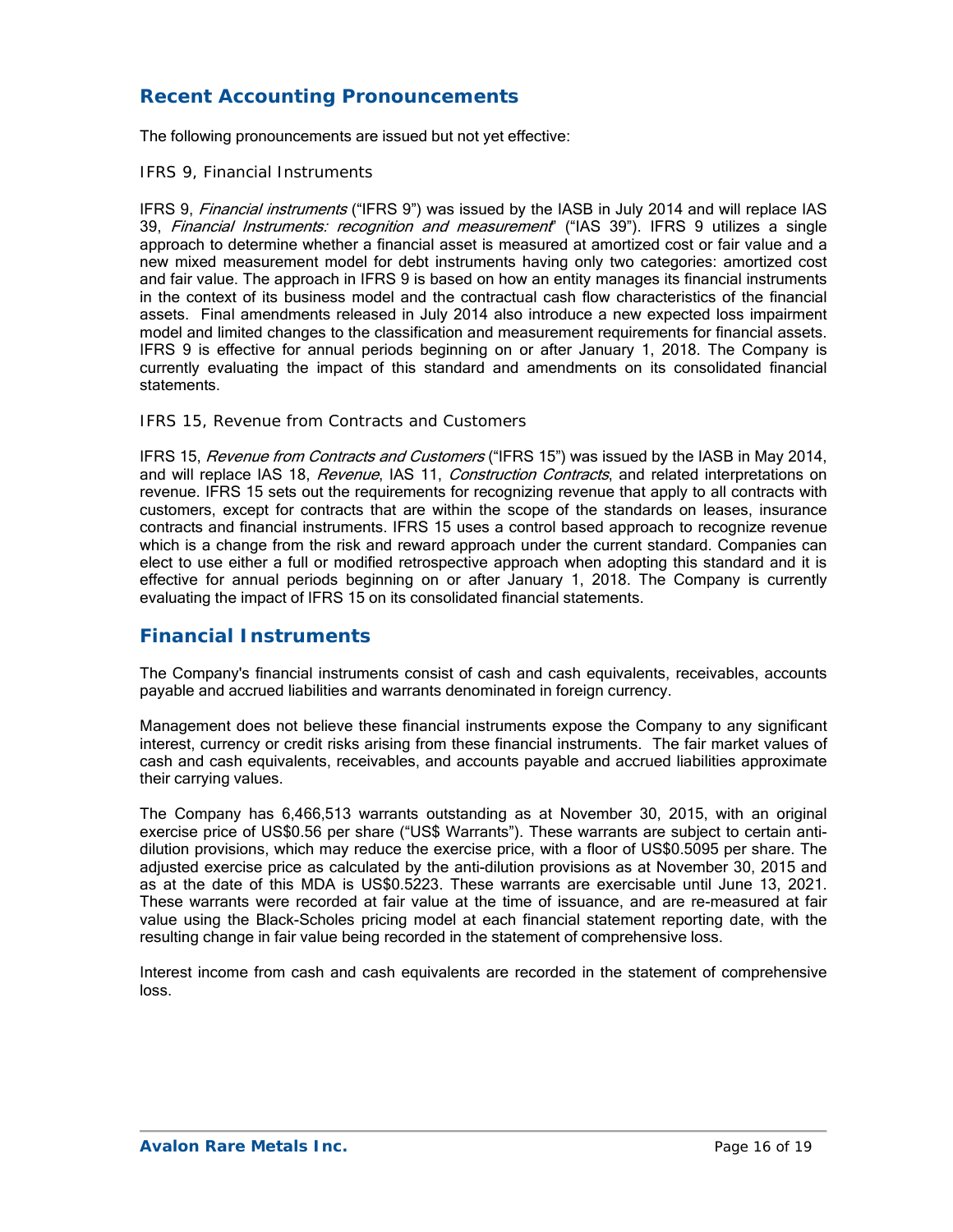## Recent Accounting Pronouncements

The following pronouncements are issued but not yet effective:

### IFRS 9, Financial Instruments

IFRS 9, *Financial instruments* ("IFRS 9") was issued by the IASB in July 2014 and will replace IAS 39, *Financial Instruments: recognition and measurement*" ("IAS 39"). IFRS 9 utilizes a single approach to determine whether a financial asset is measured at amortized cost or fair value and a new mixed measurement model for debt instruments having only two categories: amortized cost and fair value. The approach in IFRS 9 is based on how an entity manages its financial instruments in the context of its business model and the contractual cash flow characteristics of the financial assets. Final amendments released in July 2014 also introduce a new expected loss impairment model and limited changes to the classification and measurement requirements for financial assets. IFRS 9 is effective for annual periods beginning on or after January 1, 2018. The Company is currently evaluating the impact of this standard and amendments on its consolidated financial statements.

### IFRS 15, Revenue from Contracts and Customers

IFRS 15, *Revenue from Contracts and Customers* ("IFRS 15") was issued by the IASB in May 2014, and will replace IAS 18, *Revenue*, IAS 11, *Construction Contracts*, and related interpretations on revenue. IFRS 15 sets out the requirements for recognizing revenue that apply to all contracts with customers, except for contracts that are within the scope of the standards on leases, insurance contracts and financial instruments. IFRS 15 uses a control based approach to recognize revenue which is a change from the risk and reward approach under the current standard. Companies can elect to use either a full or modified retrospective approach when adopting this standard and it is effective for annual periods beginning on or after January 1, 2018. The Company is currently evaluating the impact of IFRS 15 on its consolidated financial statements.

## Financial Instruments

The Company's financial instruments consist of cash and cash equivalents, receivables, accounts payable and accrued liabilities and warrants denominated in foreign currency.

Management does not believe these financial instruments expose the Company to any significant interest, currency or credit risks arising from these financial instruments. The fair market values of cash and cash equivalents, receivables, and accounts payable and accrued liabilities approximate their carrying values.

The Company has 6,466,513 warrants outstanding as at November 30, 2015, with an original exercise price of US$0.56 per share ("US$ Warrants"). These warrants are subject to certain anti-dilution provisions, which may reduce the exercise price, with a floor of US$0.5095 per share. The adjusted exercise price as calculated by the anti-dilution provisions as at November 30, 2015 and as at the date of this MDA is US$0.5223. These warrants are exercisable until June 13, 2021. These warrants were recorded at fair value at the time of issuance, and are re-measured at fair value using the Black-Scholes pricing model at each financial statement reporting date, with the resulting change in fair value being recorded in the statement of comprehensive loss.

Interest income from cash and cash equivalents are recorded in the statement of comprehensive loss.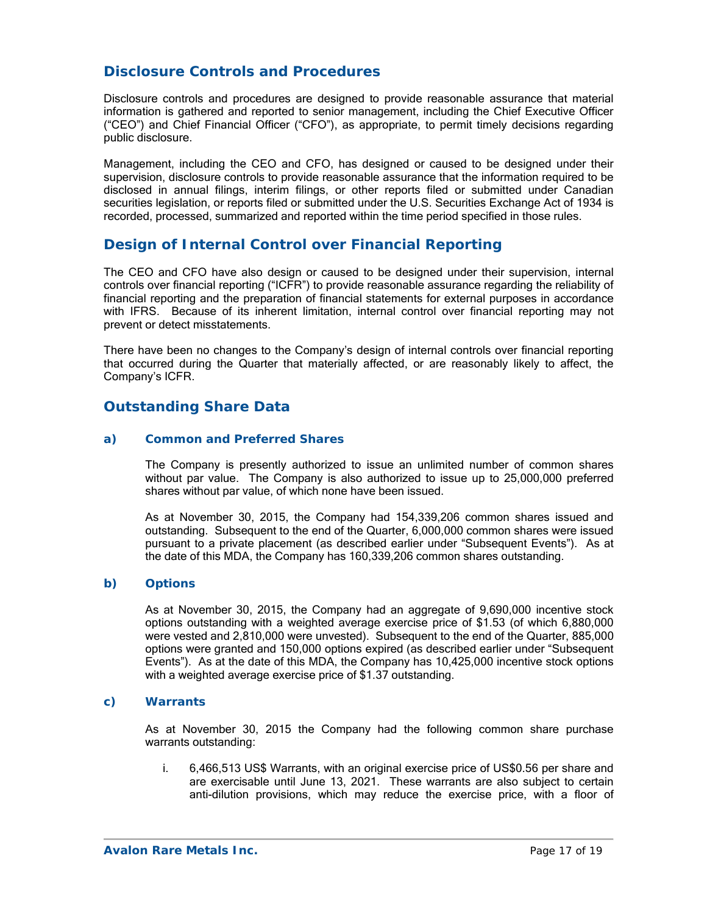## Disclosure Controls and Procedures

Disclosure controls and procedures are designed to provide reasonable assurance that material information is gathered and reported to senior management, including the Chief Executive Officer ("CEO") and Chief Financial Officer ("CFO"), as appropriate, to permit timely decisions regarding public disclosure.

Management, including the CEO and CFO, has designed or caused to be designed under their supervision, disclosure controls to provide reasonable assurance that the information required to be disclosed in annual filings, interim filings, or other reports filed or submitted under Canadian securities legislation, or reports filed or submitted under the U.S. Securities Exchange Act of 1934 is recorded, processed, summarized and reported within the time period specified in those rules.

## Design of Internal Control over Financial Reporting

The CEO and CFO have also design or caused to be designed under their supervision, internal controls over financial reporting ("ICFR") to provide reasonable assurance regarding the reliability of financial reporting and the preparation of financial statements for external purposes in accordance with IFRS. Because of its inherent limitation, internal control over financial reporting may not prevent or detect misstatements.

There have been no changes to the Company's design of internal controls over financial reporting that occurred during the Quarter that materially affected, or are reasonably likely to affect, the Company's ICFR.

## Outstanding Share Data

### a) Common and Preferred Shares

The Company is presently authorized to issue an unlimited number of common shares without par value. The Company is also authorized to issue up to 25,000,000 preferred shares without par value, of which none have been issued.

As at November 30, 2015, the Company had 154,339,206 common shares issued and outstanding. Subsequent to the end of the Quarter, 6,000,000 common shares were issued pursuant to a private placement (as described earlier under "Subsequent Events"). As at the date of this MDA, the Company has 160,339,206 common shares outstanding.

### b) Options

As at November 30, 2015, the Company had an aggregate of 9,690,000 incentive stock options outstanding with a weighted average exercise price of $1.53 (of which 6,880,000 were vested and 2,810,000 were unvested). Subsequent to the end of the Quarter, 885,000 options were granted and 150,000 options expired (as described earlier under "Subsequent Events"). As at the date of this MDA, the Company has 10,425,000 incentive stock options with a weighted average exercise price of $1.37 outstanding.

### c) Warrants

As at November 30, 2015 the Company had the following common share purchase warrants outstanding:

i. 6,466,513 US$ Warrants, with an original exercise price of US$0.56 per share and are exercisable until June 13, 2021. These warrants are also subject to certain anti-dilution provisions, which may reduce the exercise price, with a floor of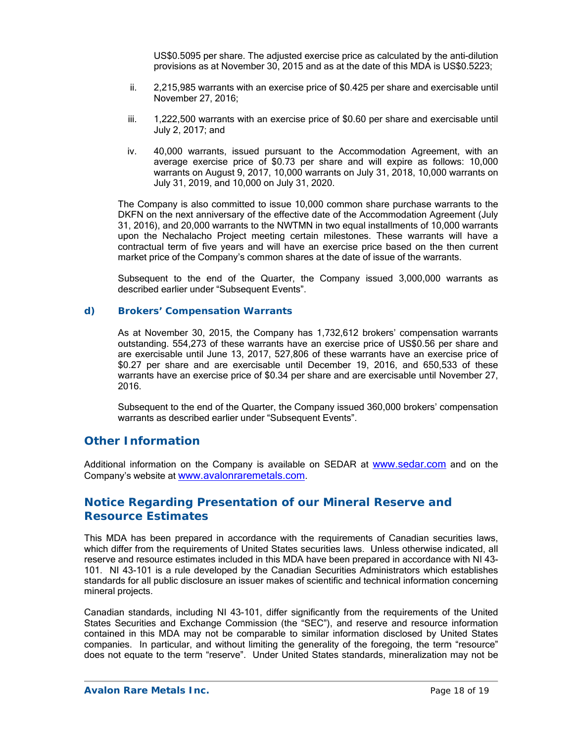US$0.5095 per share. The adjusted exercise price as calculated by the anti-dilution provisions as at November 30, 2015 and as at the date of this MDA is US$0.5223;

ii. 2,215,985 warrants with an exercise price of $0.425 per share and exercisable until November 27, 2016;

iii. 1,222,500 warrants with an exercise price of $0.60 per share and exercisable until July 2, 2017; and

iv. 40,000 warrants, issued pursuant to the Accommodation Agreement, with an average exercise price of $0.73 per share and will expire as follows: 10,000 warrants on August 9, 2017, 10,000 warrants on July 31, 2018, 10,000 warrants on July 31, 2019, and 10,000 on July 31, 2020.

The Company is also committed to issue 10,000 common share purchase warrants to the DKFN on the next anniversary of the effective date of the Accommodation Agreement (July 31, 2016), and 20,000 warrants to the NWTMN in two equal installments of 10,000 warrants upon the Nechalacho Project meeting certain milestones. These warrants will have a contractual term of five years and will have an exercise price based on the then current market price of the Company's common shares at the date of issue of the warrants.

Subsequent to the end of the Quarter, the Company issued 3,000,000 warrants as described earlier under "Subsequent Events".

### d) Brokers' Compensation Warrants

As at November 30, 2015, the Company has 1,732,612 brokers' compensation warrants outstanding. 554,273 of these warrants have an exercise price of US$0.56 per share and are exercisable until June 13, 2017, 527,806 of these warrants have an exercise price of $0.27 per share and are exercisable until December 19, 2016, and 650,533 of these warrants have an exercise price of $0.34 per share and are exercisable until November 27, 2016.

Subsequent to the end of the Quarter, the Company issued 360,000 brokers' compensation warrants as described earlier under "Subsequent Events".

## Other Information

Additional information on the Company is available on SEDAR at www.sedar.com and on the Company's website at www.avalonraremetals.com.

## Notice Regarding Presentation of our Mineral Reserve and Resource Estimates

This MDA has been prepared in accordance with the requirements of Canadian securities laws, which differ from the requirements of United States securities laws. Unless otherwise indicated, all reserve and resource estimates included in this MDA have been prepared in accordance with NI 43-101. NI 43-101 is a rule developed by the Canadian Securities Administrators which establishes standards for all public disclosure an issuer makes of scientific and technical information concerning mineral projects.

Canadian standards, including NI 43-101, differ significantly from the requirements of the United States Securities and Exchange Commission (the "SEC"), and reserve and resource information contained in this MDA may not be comparable to similar information disclosed by United States companies. In particular, and without limiting the generality of the foregoing, the term "resource" does not equate to the term "reserve". Under United States standards, mineralization may not be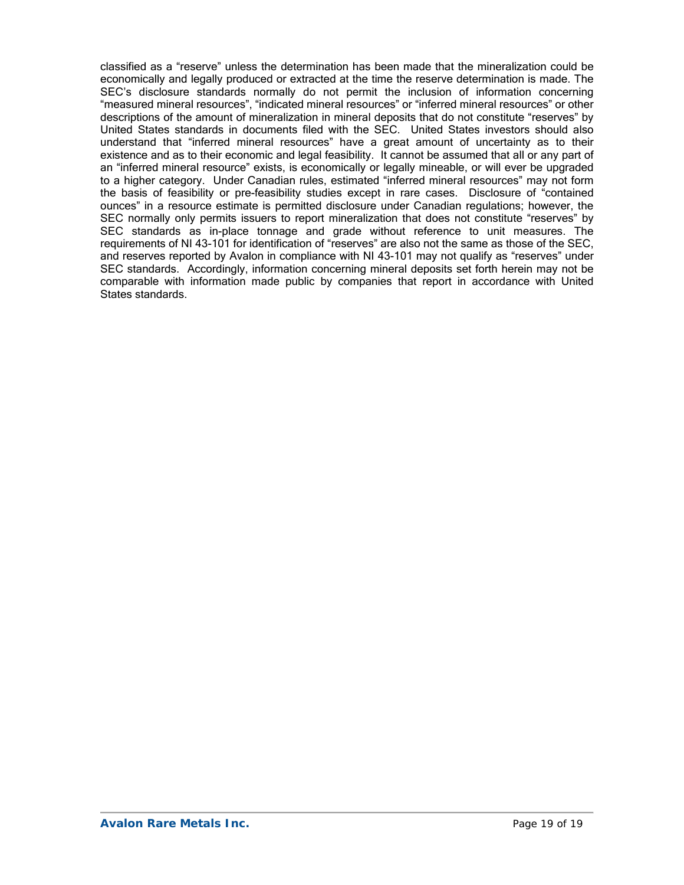classified as a "reserve" unless the determination has been made that the mineralization could be economically and legally produced or extracted at the time the reserve determination is made. The SEC's disclosure standards normally do not permit the inclusion of information concerning "measured mineral resources", "indicated mineral resources" or "inferred mineral resources" or other descriptions of the amount of mineralization in mineral deposits that do not constitute "reserves" by United States standards in documents filed with the SEC. United States investors should also understand that "inferred mineral resources" have a great amount of uncertainty as to their existence and as to their economic and legal feasibility. It cannot be assumed that all or any part of an "inferred mineral resource" exists, is economically or legally mineable, or will ever be upgraded to a higher category. Under Canadian rules, estimated "inferred mineral resources" may not form the basis of feasibility or pre-feasibility studies except in rare cases. Disclosure of "contained ounces" in a resource estimate is permitted disclosure under Canadian regulations; however, the SEC normally only permits issuers to report mineralization that does not constitute "reserves" by SEC standards as in-place tonnage and grade without reference to unit measures. The requirements of NI 43-101 for identification of "reserves" are also not the same as those of the SEC, and reserves reported by Avalon in compliance with NI 43-101 may not qualify as "reserves" under SEC standards. Accordingly, information concerning mineral deposits set forth herein may not be comparable with information made public by companies that report in accordance with United States standards.